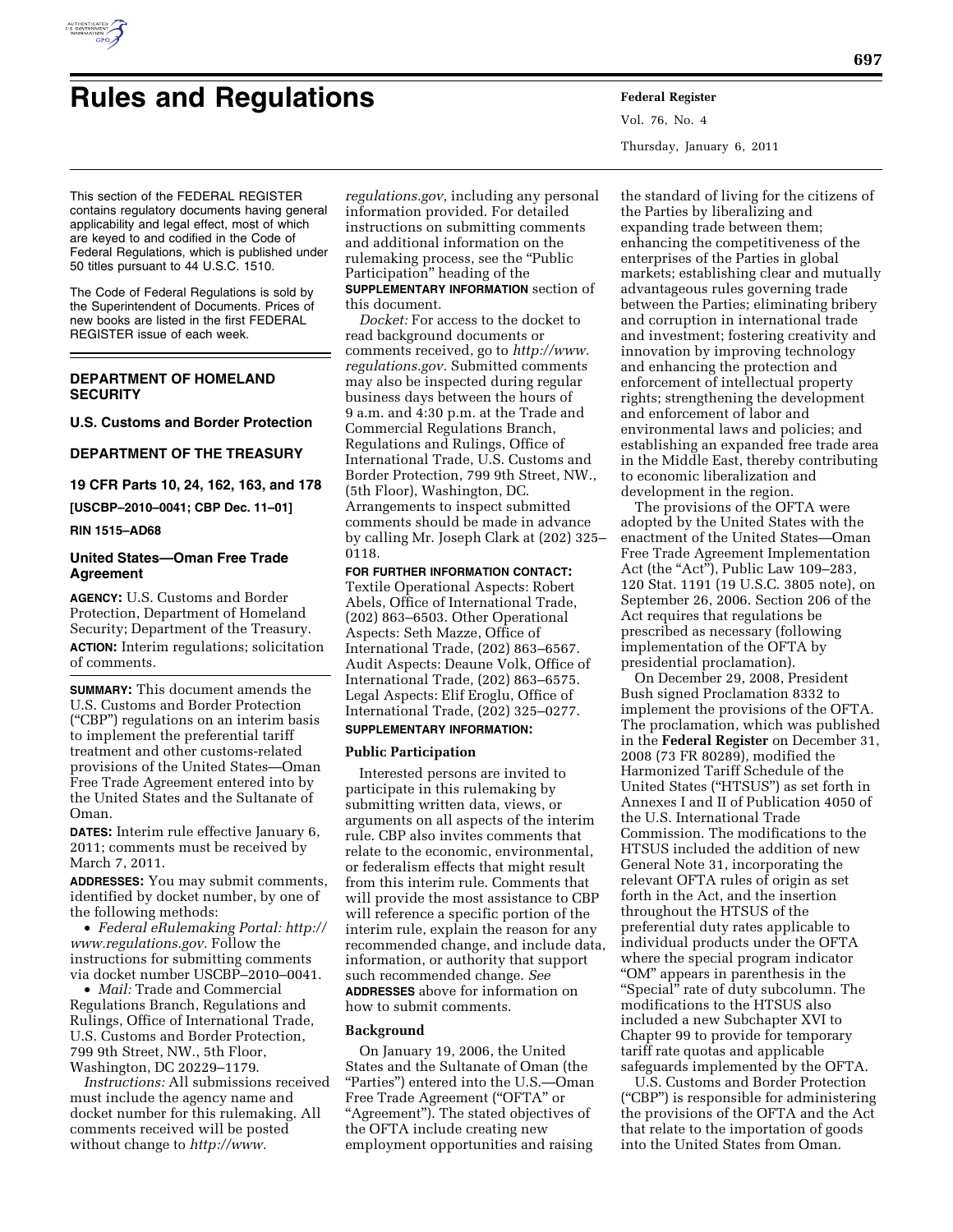# Rules and Regulations

This section of the FEDERAL REGISTER contains regulatory documents having general applicability and legal effect, most of which are keyed to and codified in the Code of Federal Regulations, which is published under 50 titles pursuant to 44 U.S.C. 1510.

The Code of Federal Regulations is sold by the Superintendent of Documents. Prices of new books are listed in the first FEDERAL REGISTER issue of each week.

## DEPARTMENT OF HOMELAND SECURITY

### U.S. Customs and Border Protection

## DEPARTMENT OF THE TREASURY

### 19 CFR Parts 10, 24, 162, 163, and 178

**[USCBP–2010–0041; CBP Dec. 11–01]**

**RIN 1515–AD68**

### United States—Oman Free Trade Agreement

**AGENCY:** U.S. Customs and Border Protection, Department of Homeland Security; Department of the Treasury.

**ACTION:** Interim regulations; solicitation of comments.

**SUMMARY:** This document amends the U.S. Customs and Border Protection ("CBP") regulations on an interim basis to implement the preferential tariff treatment and other customs-related provisions of the United States—Oman Free Trade Agreement entered into by the United States and the Sultanate of Oman.

**DATES:** Interim rule effective January 6, 2011; comments must be received by March 7, 2011.

**ADDRESSES:** You may submit comments, identified by docket number, by one of the following methods:

- *Federal eRulemaking Portal: http://www.regulations.gov.* Follow the instructions for submitting comments via docket number USCBP–2010–0041.
- *Mail:* Trade and Commercial Regulations Branch, Regulations and Rulings, Office of International Trade, U.S. Customs and Border Protection, 799 9th Street, NW., 5th Floor, Washington, DC 20229–1179.

*Instructions:* All submissions received must include the agency name and docket number for this rulemaking. All comments received will be posted without change to *http://www.regulations.gov,* including any personal information provided. For detailed instructions on submitting comments and additional information on the rulemaking process, see the "Public Participation" heading of the **SUPPLEMENTARY INFORMATION** section of this document.

*Docket:* For access to the docket to read background documents or comments received, go to *http://www.regulations.gov.* Submitted comments may also be inspected during regular business days between the hours of 9 a.m. and 4:30 p.m. at the Trade and Commercial Regulations Branch, Regulations and Rulings, Office of International Trade, U.S. Customs and Border Protection, 799 9th Street, NW., (5th Floor), Washington, DC. Arrangements to inspect submitted comments should be made in advance by calling Mr. Joseph Clark at (202) 325–0118.

**FOR FURTHER INFORMATION CONTACT:** Textile Operational Aspects: Robert Abels, Office of International Trade, (202) 863–6503. Other Operational Aspects: Seth Mazze, Office of International Trade, (202) 863–6567. Audit Aspects: Deaune Volk, Office of International Trade, (202) 863–6575. Legal Aspects: Elif Eroglu, Office of International Trade, (202) 325–0277.

**SUPPLEMENTARY INFORMATION:**

#### Public Participation

Interested persons are invited to participate in this rulemaking by submitting written data, views, or arguments on all aspects of the interim rule. CBP also invites comments that relate to the economic, environmental, or federalism effects that might result from this interim rule. Comments that will provide the most assistance to CBP will reference a specific portion of the interim rule, explain the reason for any recommended change, and include data, information, or authority that support such recommended change. *See* **ADDRESSES** above for information on how to submit comments.

#### Background

On January 19, 2006, the United States and the Sultanate of Oman (the "Parties") entered into the U.S.—Oman Free Trade Agreement ("OFTA" or "Agreement"). The stated objectives of the OFTA include creating new employment opportunities and raising the standard of living for the citizens of the Parties by liberalizing and expanding trade between them; enhancing the competitiveness of the enterprises of the Parties in global markets; establishing clear and mutually advantageous rules governing trade between the Parties; eliminating bribery and corruption in international trade and investment; fostering creativity and innovation by improving technology and enhancing the protection and enforcement of intellectual property rights; strengthening the development and enforcement of labor and environmental laws and policies; and establishing an expanded free trade area in the Middle East, thereby contributing to economic liberalization and development in the region.

The provisions of the OFTA were adopted by the United States with the enactment of the United States—Oman Free Trade Agreement Implementation Act (the "Act"), Public Law 109–283, 120 Stat. 1191 (19 U.S.C. 3805 note), on September 26, 2006. Section 206 of the Act requires that regulations be prescribed as necessary (following implementation of the OFTA by presidential proclamation).

On December 29, 2008, President Bush signed Proclamation 8332 to implement the provisions of the OFTA. The proclamation, which was published in the **Federal Register** on December 31, 2008 (73 FR 80289), modified the Harmonized Tariff Schedule of the United States ("HTSUS") as set forth in Annexes I and II of Publication 4050 of the U.S. International Trade Commission. The modifications to the HTSUS included the addition of new General Note 31, incorporating the relevant OFTA rules of origin as set forth in the Act, and the insertion throughout the HTSUS of the preferential duty rates applicable to individual products under the OFTA where the special program indicator "OM" appears in parenthesis in the "Special" rate of duty subcolumn. The modifications to the HTSUS also included a new Subchapter XVI to Chapter 99 to provide for temporary tariff rate quotas and applicable safeguards implemented by the OFTA.

U.S. Customs and Border Protection ("CBP") is responsible for administering the provisions of the OFTA and the Act that relate to the importation of goods into the United States from Oman.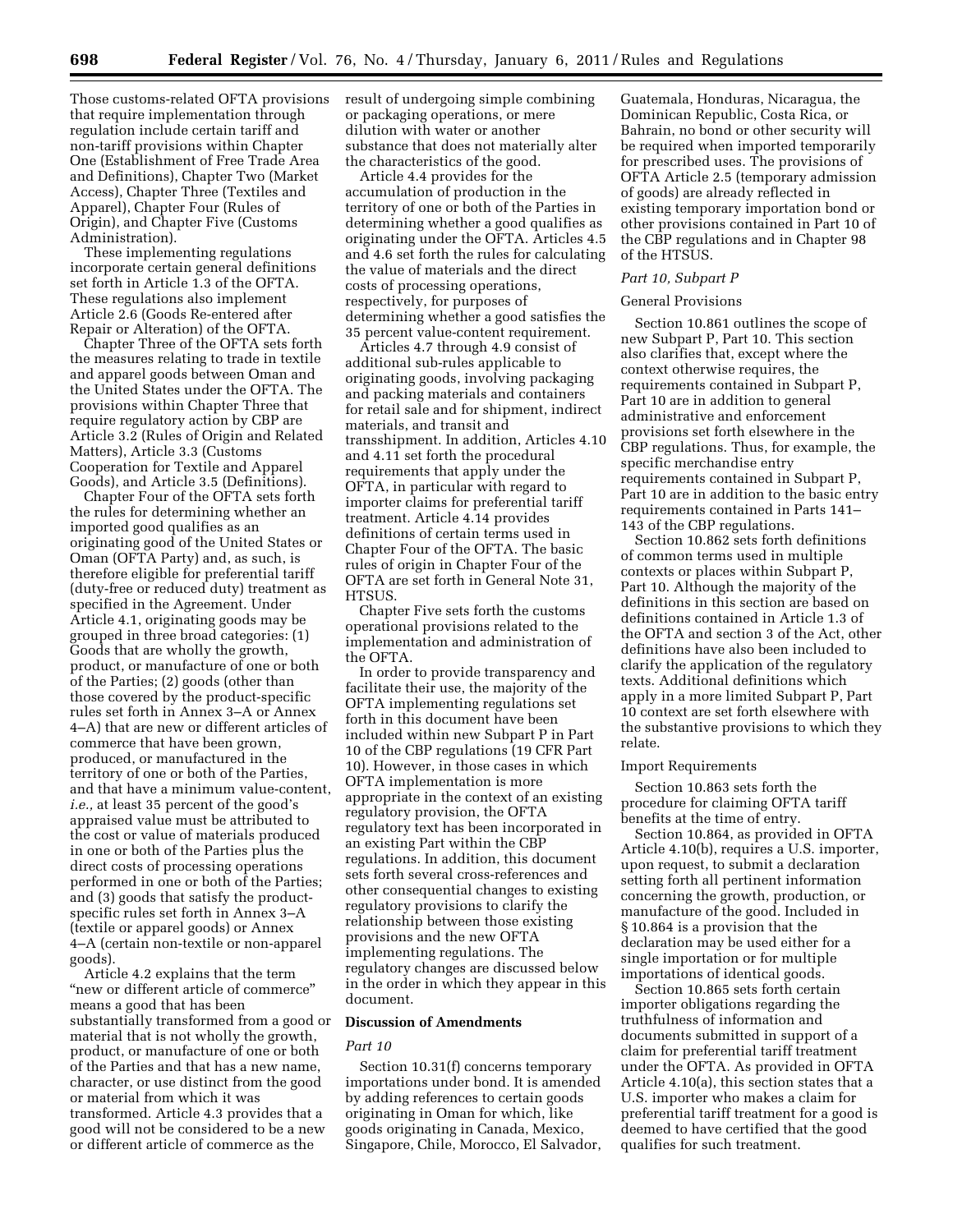Those customs-related OFTA provisions that require implementation through regulation include certain tariff and non-tariff provisions within Chapter One (Establishment of Free Trade Area and Definitions), Chapter Two (Market Access), Chapter Three (Textiles and Apparel), Chapter Four (Rules of Origin), and Chapter Five (Customs Administration).

These implementing regulations incorporate certain general definitions set forth in Article 1.3 of the OFTA. These regulations also implement Article 2.6 (Goods Re-entered after Repair or Alteration) of the OFTA.

Chapter Three of the OFTA sets forth the measures relating to trade in textile and apparel goods between Oman and the United States under the OFTA. The provisions within Chapter Three that require regulatory action by CBP are Article 3.2 (Rules of Origin and Related Matters), Article 3.3 (Customs Cooperation for Textile and Apparel Goods), and Article 3.5 (Definitions).

Chapter Four of the OFTA sets forth the rules for determining whether an imported good qualifies as an originating good of the United States or Oman (OFTA Party) and, as such, is therefore eligible for preferential tariff (duty-free or reduced duty) treatment as specified in the Agreement. Under Article 4.1, originating goods may be grouped in three broad categories: (1) Goods that are wholly the growth, product, or manufacture of one or both of the Parties; (2) goods (other than those covered by the product-specific rules set forth in Annex 3–A or Annex 4–A) that are new or different articles of commerce that have been grown, produced, or manufactured in the territory of one or both of the Parties, and that have a minimum value-content, *i.e.,* at least 35 percent of the good's appraised value must be attributed to the cost or value of materials produced in one or both of the Parties plus the direct costs of processing operations performed in one or both of the Parties; and (3) goods that satisfy the product-specific rules set forth in Annex 3–A (textile or apparel goods) or Annex 4–A (certain non-textile or non-apparel goods).

Article 4.2 explains that the term "new or different article of commerce" means a good that has been substantially transformed from a good or material that is not wholly the growth, product, or manufacture of one or both of the Parties and that has a new name, character, or use distinct from the good or material from which it was transformed. Article 4.3 provides that a good will not be considered to be a new or different article of commerce as the result of undergoing simple combining or packaging operations, or mere dilution with water or another substance that does not materially alter the characteristics of the good.

Article 4.4 provides for the accumulation of production in the territory of one or both of the Parties in determining whether a good qualifies as originating under the OFTA. Articles 4.5 and 4.6 set forth the rules for calculating the value of materials and the direct costs of processing operations, respectively, for purposes of determining whether a good satisfies the 35 percent value-content requirement.

Articles 4.7 through 4.9 consist of additional sub-rules applicable to originating goods, involving packaging and packing materials and containers for retail sale and for shipment, indirect materials, and transit and transshipment. In addition, Articles 4.10 and 4.11 set forth the procedural requirements that apply under the OFTA, in particular with regard to importer claims for preferential tariff treatment. Article 4.14 provides definitions of certain terms used in Chapter Four of the OFTA. The basic rules of origin in Chapter Four of the OFTA are set forth in General Note 31, HTSUS.

Chapter Five sets forth the customs operational provisions related to the implementation and administration of the OFTA.

In order to provide transparency and facilitate their use, the majority of the OFTA implementing regulations set forth in this document have been included within new Subpart P in Part 10 of the CBP regulations (19 CFR Part 10). However, in those cases in which OFTA implementation is more appropriate in the context of an existing regulatory provision, the OFTA regulatory text has been incorporated in an existing Part within the CBP regulations. In addition, this document sets forth several cross-references and other consequential changes to existing regulatory provisions to clarify the relationship between those existing provisions and the new OFTA implementing regulations. The regulatory changes are discussed below in the order in which they appear in this document.

## Discussion of Amendments

### *Part 10*

Section 10.31(f) concerns temporary importations under bond. It is amended by adding references to certain goods originating in Oman for which, like goods originating in Canada, Mexico, Singapore, Chile, Morocco, El Salvador, Guatemala, Honduras, Nicaragua, the Dominican Republic, Costa Rica, or Bahrain, no bond or other security will be required when imported temporarily for prescribed uses. The provisions of OFTA Article 2.5 (temporary admission of goods) are already reflected in existing temporary importation bond or other provisions contained in Part 10 of the CBP regulations and in Chapter 98 of the HTSUS.

### *Part 10, Subpart P*

#### General Provisions

Section 10.861 outlines the scope of new Subpart P, Part 10. This section also clarifies that, except where the context otherwise requires, the requirements contained in Subpart P, Part 10 are in addition to general administrative and enforcement provisions set forth elsewhere in the CBP regulations. Thus, for example, the specific merchandise entry requirements contained in Subpart P, Part 10 are in addition to the basic entry requirements contained in Parts 141–143 of the CBP regulations.

Section 10.862 sets forth definitions of common terms used in multiple contexts or places within Subpart P, Part 10. Although the majority of the definitions in this section are based on definitions contained in Article 1.3 of the OFTA and section 3 of the Act, other definitions have also been included to clarify the application of the regulatory texts. Additional definitions which apply in a more limited Subpart P, Part 10 context are set forth elsewhere with the substantive provisions to which they relate.

#### Import Requirements

Section 10.863 sets forth the procedure for claiming OFTA tariff benefits at the time of entry.

Section 10.864, as provided in OFTA Article 4.10(b), requires a U.S. importer, upon request, to submit a declaration setting forth all pertinent information concerning the growth, production, or manufacture of the good. Included in § 10.864 is a provision that the declaration may be used either for a single importation or for multiple importations of identical goods.

Section 10.865 sets forth certain importer obligations regarding the truthfulness of information and documents submitted in support of a claim for preferential tariff treatment under the OFTA. As provided in OFTA Article 4.10(a), this section states that a U.S. importer who makes a claim for preferential tariff treatment for a good is deemed to have certified that the good qualifies for such treatment.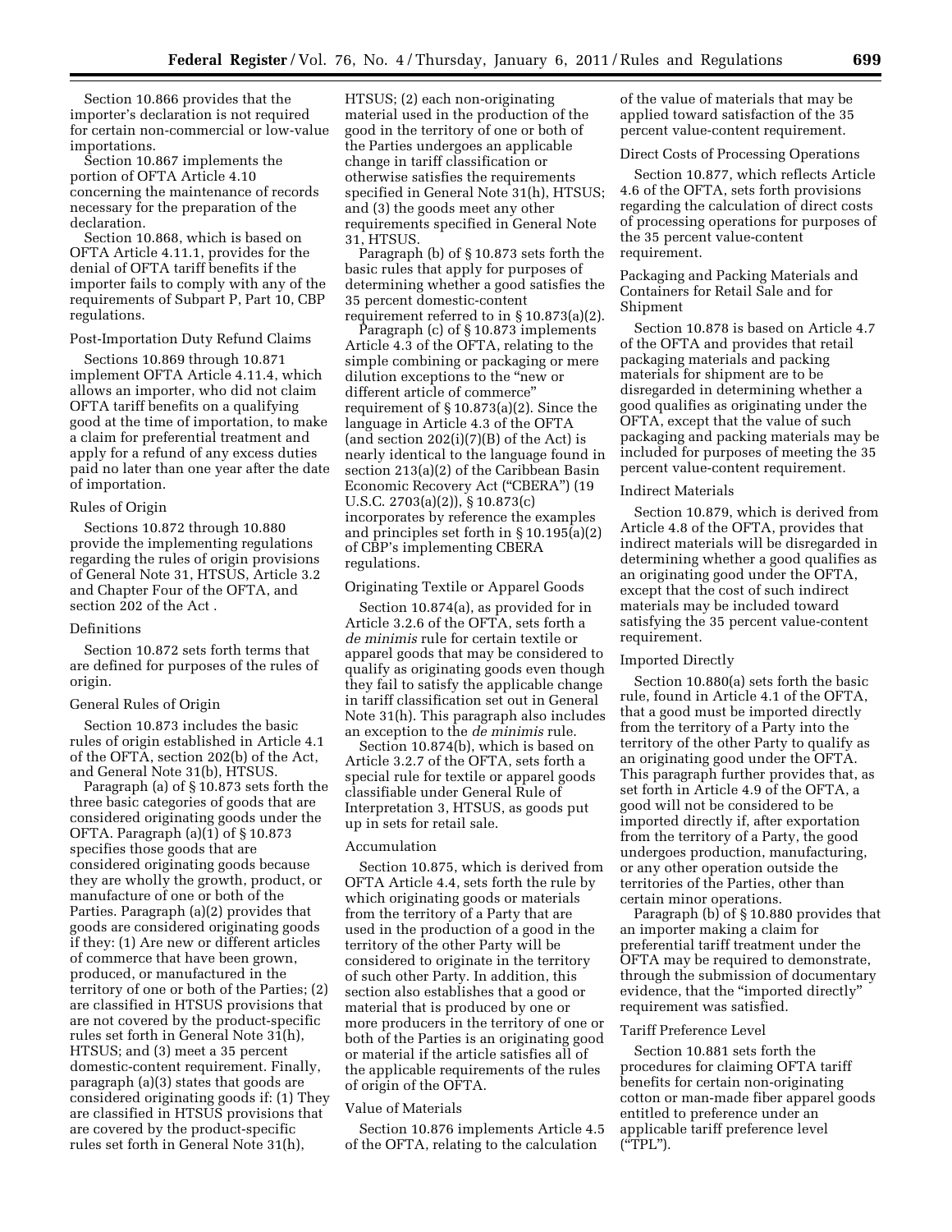Section 10.866 provides that the importer's declaration is not required for certain non-commercial or low-value importations.

Section 10.867 implements the portion of OFTA Article 4.10 concerning the maintenance of records necessary for the preparation of the declaration.

Section 10.868, which is based on OFTA Article 4.11.1, provides for the denial of OFTA tariff benefits if the importer fails to comply with any of the requirements of Subpart P, Part 10, CBP regulations.

### Post-Importation Duty Refund Claims

Sections 10.869 through 10.871 implement OFTA Article 4.11.4, which allows an importer, who did not claim OFTA tariff benefits on a qualifying good at the time of importation, to make a claim for preferential treatment and apply for a refund of any excess duties paid no later than one year after the date of importation.

### Rules of Origin

Sections 10.872 through 10.880 provide the implementing regulations regarding the rules of origin provisions of General Note 31, HTSUS, Article 3.2 and Chapter Four of the OFTA, and section 202 of the Act .

### Definitions

Section 10.872 sets forth terms that are defined for purposes of the rules of origin.

### General Rules of Origin

Section 10.873 includes the basic rules of origin established in Article 4.1 of the OFTA, section 202(b) of the Act, and General Note 31(b), HTSUS.

Paragraph (a) of § 10.873 sets forth the three basic categories of goods that are considered originating goods under the OFTA. Paragraph (a)(1) of § 10.873 specifies those goods that are considered originating goods because they are wholly the growth, product, or manufacture of one or both of the Parties. Paragraph (a)(2) provides that goods are considered originating goods if they: (1) Are new or different articles of commerce that have been grown, produced, or manufactured in the territory of one or both of the Parties; (2) are classified in HTSUS provisions that are not covered by the product-specific rules set forth in General Note 31(h), HTSUS; and (3) meet a 35 percent domestic-content requirement. Finally, paragraph (a)(3) states that goods are considered originating goods if: (1) They are classified in HTSUS provisions that are covered by the product-specific rules set forth in General Note 31(h), HTSUS; (2) each non-originating material used in the production of the good in the territory of one or both of the Parties undergoes an applicable change in tariff classification or otherwise satisfies the requirements specified in General Note 31(h), HTSUS; and (3) the goods meet any other requirements specified in General Note 31, HTSUS.

Paragraph (b) of § 10.873 sets forth the basic rules that apply for purposes of determining whether a good satisfies the 35 percent domestic-content requirement referred to in § 10.873(a)(2).

Paragraph (c) of § 10.873 implements Article 4.3 of the OFTA, relating to the simple combining or packaging or mere dilution exceptions to the "new or different article of commerce" requirement of § 10.873(a)(2). Since the language in Article 4.3 of the OFTA (and section 202(i)(7)(B) of the Act) is nearly identical to the language found in section 213(a)(2) of the Caribbean Basin Economic Recovery Act ("CBERA") (19 U.S.C. 2703(a)(2)), § 10.873(c) incorporates by reference the examples and principles set forth in § 10.195(a)(2) of CBP's implementing CBERA regulations.

### Originating Textile or Apparel Goods

Section 10.874(a), as provided for in Article 3.2.6 of the OFTA, sets forth a *de minimis* rule for certain textile or apparel goods that may be considered to qualify as originating goods even though they fail to satisfy the applicable change in tariff classification set out in General Note 31(h). This paragraph also includes an exception to the *de minimis* rule.

Section 10.874(b), which is based on Article 3.2.7 of the OFTA, sets forth a special rule for textile or apparel goods classifiable under General Rule of Interpretation 3, HTSUS, as goods put up in sets for retail sale.

### Accumulation

Section 10.875, which is derived from OFTA Article 4.4, sets forth the rule by which originating goods or materials from the territory of a Party that are used in the production of a good in the territory of the other Party will be considered to originate in the territory of such other Party. In addition, this section also establishes that a good or material that is produced by one or more producers in the territory of one or both of the Parties is an originating good or material if the article satisfies all of the applicable requirements of the rules of origin of the OFTA.

### Value of Materials

Section 10.876 implements Article 4.5 of the OFTA, relating to the calculation of the value of materials that may be applied toward satisfaction of the 35 percent value-content requirement.

### Direct Costs of Processing Operations

Section 10.877, which reflects Article 4.6 of the OFTA, sets forth provisions regarding the calculation of direct costs of processing operations for purposes of the 35 percent value-content requirement.

### Packaging and Packing Materials and Containers for Retail Sale and for Shipment

Section 10.878 is based on Article 4.7 of the OFTA and provides that retail packaging materials and packing materials for shipment are to be disregarded in determining whether a good qualifies as originating under the OFTA, except that the value of such packaging and packing materials may be included for purposes of meeting the 35 percent value-content requirement.

### Indirect Materials

Section 10.879, which is derived from Article 4.8 of the OFTA, provides that indirect materials will be disregarded in determining whether a good qualifies as an originating good under the OFTA, except that the cost of such indirect materials may be included toward satisfying the 35 percent value-content requirement.

### Imported Directly

Section 10.880(a) sets forth the basic rule, found in Article 4.1 of the OFTA, that a good must be imported directly from the territory of a Party into the territory of the other Party to qualify as an originating good under the OFTA. This paragraph further provides that, as set forth in Article 4.9 of the OFTA, a good will not be considered to be imported directly if, after exportation from the territory of a Party, the good undergoes production, manufacturing, or any other operation outside the territories of the Parties, other than certain minor operations.

Paragraph (b) of § 10.880 provides that an importer making a claim for preferential tariff treatment under the OFTA may be required to demonstrate, through the submission of documentary evidence, that the "imported directly" requirement was satisfied.

### Tariff Preference Level

Section 10.881 sets forth the procedures for claiming OFTA tariff benefits for certain non-originating cotton or man-made fiber apparel goods entitled to preference under an applicable tariff preference level ("TPL").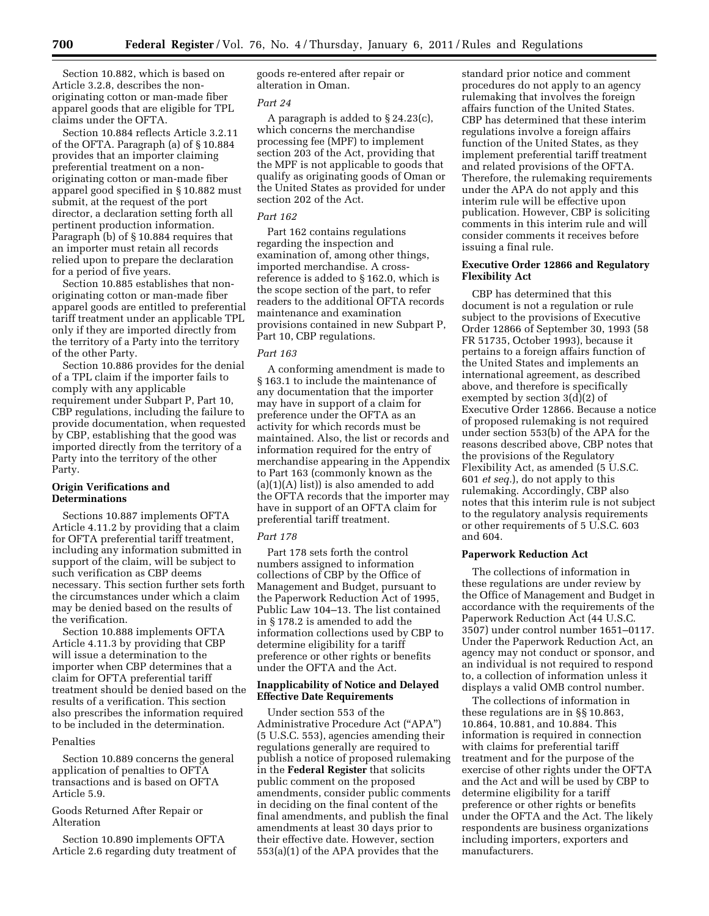Section 10.882, which is based on Article 3.2.8, describes the non-originating cotton or man-made fiber apparel goods that are eligible for TPL claims under the OFTA.

Section 10.884 reflects Article 3.2.11 of the OFTA. Paragraph (a) of § 10.884 provides that an importer claiming preferential treatment on a non-originating cotton or man-made fiber apparel good specified in § 10.882 must submit, at the request of the port director, a declaration setting forth all pertinent production information. Paragraph (b) of § 10.884 requires that an importer must retain all records relied upon to prepare the declaration for a period of five years.

Section 10.885 establishes that non-originating cotton or man-made fiber apparel goods are entitled to preferential tariff treatment under an applicable TPL only if they are imported directly from the territory of a Party into the territory of the other Party.

Section 10.886 provides for the denial of a TPL claim if the importer fails to comply with any applicable requirement under Subpart P, Part 10, CBP regulations, including the failure to provide documentation, when requested by CBP, establishing that the good was imported directly from the territory of a Party into the territory of the other Party.

### Origin Verifications and Determinations

Sections 10.887 implements OFTA Article 4.11.2 by providing that a claim for OFTA preferential tariff treatment, including any information submitted in support of the claim, will be subject to such verification as CBP deems necessary. This section further sets forth the circumstances under which a claim may be denied based on the results of the verification.

Section 10.888 implements OFTA Article 4.11.3 by providing that CBP will issue a determination to the importer when CBP determines that a claim for OFTA preferential tariff treatment should be denied based on the results of a verification. This section also prescribes the information required to be included in the determination.

Penalties

Section 10.889 concerns the general application of penalties to OFTA transactions and is based on OFTA Article 5.9.

Goods Returned After Repair or Alteration

Section 10.890 implements OFTA Article 2.6 regarding duty treatment of goods re-entered after repair or alteration in Oman.

*Part 24*

A paragraph is added to § 24.23(c), which concerns the merchandise processing fee (MPF) to implement section 203 of the Act, providing that the MPF is not applicable to goods that qualify as originating goods of Oman or the United States as provided for under section 202 of the Act.

*Part 162*

Part 162 contains regulations regarding the inspection and examination of, among other things, imported merchandise. A cross-reference is added to § 162.0, which is the scope section of the part, to refer readers to the additional OFTA records maintenance and examination provisions contained in new Subpart P, Part 10, CBP regulations.

*Part 163*

A conforming amendment is made to § 163.1 to include the maintenance of any documentation that the importer may have in support of a claim for preference under the OFTA as an activity for which records must be maintained. Also, the list or records and information required for the entry of merchandise appearing in the Appendix to Part 163 (commonly known as the (a)(1)(A) list)) is also amended to add the OFTA records that the importer may have in support of an OFTA claim for preferential tariff treatment.

*Part 178*

Part 178 sets forth the control numbers assigned to information collections of CBP by the Office of Management and Budget, pursuant to the Paperwork Reduction Act of 1995, Public Law 104–13. The list contained in § 178.2 is amended to add the information collections used by CBP to determine eligibility for a tariff preference or other rights or benefits under the OFTA and the Act.

### Inapplicability of Notice and Delayed Effective Date Requirements

Under section 553 of the Administrative Procedure Act ("APA") (5 U.S.C. 553), agencies amending their regulations generally are required to publish a notice of proposed rulemaking in the **Federal Register** that solicits public comment on the proposed amendments, consider public comments in deciding on the final content of the final amendments, and publish the final amendments at least 30 days prior to their effective date. However, section 553(a)(1) of the APA provides that the standard prior notice and comment procedures do not apply to an agency rulemaking that involves the foreign affairs function of the United States. CBP has determined that these interim regulations involve a foreign affairs function of the United States, as they implement preferential tariff treatment and related provisions of the OFTA. Therefore, the rulemaking requirements under the APA do not apply and this interim rule will be effective upon publication. However, CBP is soliciting comments in this interim rule and will consider comments it receives before issuing a final rule.

### Executive Order 12866 and Regulatory Flexibility Act

CBP has determined that this document is not a regulation or rule subject to the provisions of Executive Order 12866 of September 30, 1993 (58 FR 51735, October 1993), because it pertains to a foreign affairs function of the United States and implements an international agreement, as described above, and therefore is specifically exempted by section 3(d)(2) of Executive Order 12866. Because a notice of proposed rulemaking is not required under section 553(b) of the APA for the reasons described above, CBP notes that the provisions of the Regulatory Flexibility Act, as amended (5 U.S.C. 601 *et seq.*), do not apply to this rulemaking. Accordingly, CBP also notes that this interim rule is not subject to the regulatory analysis requirements or other requirements of 5 U.S.C. 603 and 604.

### Paperwork Reduction Act

The collections of information in these regulations are under review by the Office of Management and Budget in accordance with the requirements of the Paperwork Reduction Act (44 U.S.C. 3507) under control number 1651–0117. Under the Paperwork Reduction Act, an agency may not conduct or sponsor, and an individual is not required to respond to, a collection of information unless it displays a valid OMB control number.

The collections of information in these regulations are in §§ 10.863, 10.864, 10.881, and 10.884. This information is required in connection with claims for preferential tariff treatment and for the purpose of the exercise of other rights under the OFTA and the Act and will be used by CBP to determine eligibility for a tariff preference or other rights or benefits under the OFTA and the Act. The likely respondents are business organizations including importers, exporters and manufacturers.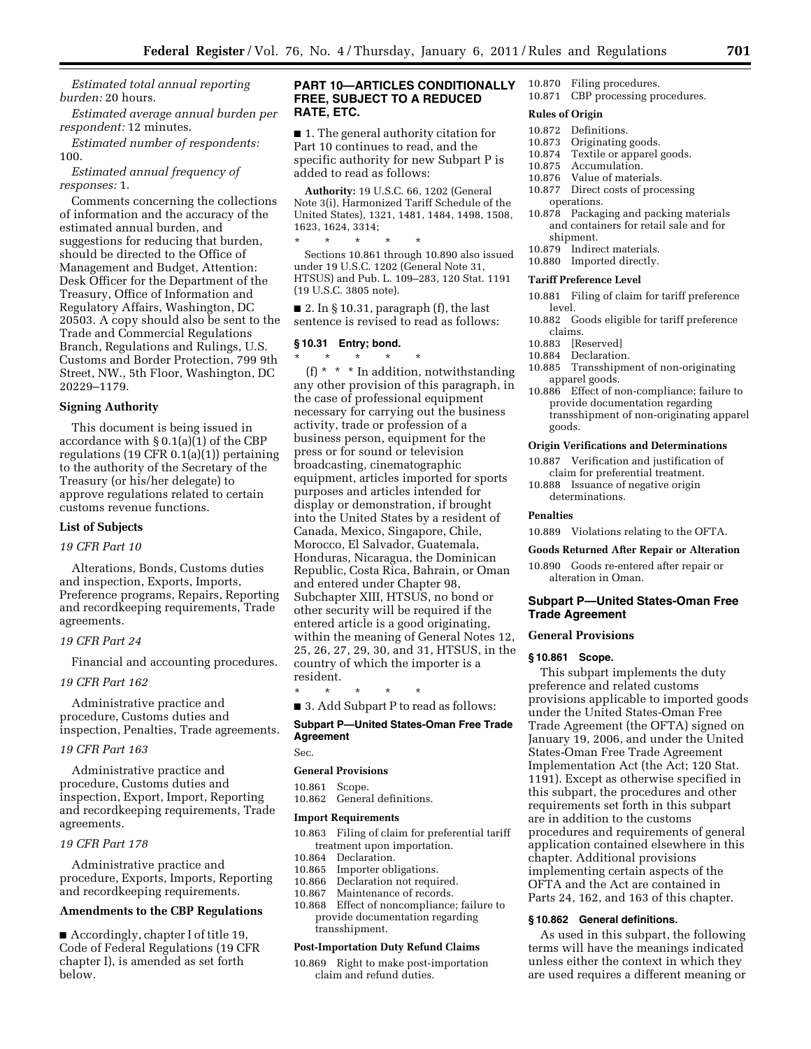*Estimated total annual reporting burden:* 20 hours.

*Estimated average annual burden per respondent:* 12 minutes.

*Estimated number of respondents:* 100.

*Estimated annual frequency of responses:* 1.

Comments concerning the collections of information and the accuracy of the estimated annual burden, and suggestions for reducing that burden, should be directed to the Office of Management and Budget, Attention: Desk Officer for the Department of the Treasury, Office of Information and Regulatory Affairs, Washington, DC 20503. A copy should also be sent to the Trade and Commercial Regulations Branch, Regulations and Rulings, U.S. Customs and Border Protection, 799 9th Street, NW., 5th Floor, Washington, DC 20229–1179.

### Signing Authority

This document is being issued in accordance with § 0.1(a)(1) of the CBP regulations (19 CFR 0.1(a)(1)) pertaining to the authority of the Secretary of the Treasury (or his/her delegate) to approve regulations related to certain customs revenue functions.

### List of Subjects

*19 CFR Part 10*

Alterations, Bonds, Customs duties and inspection, Exports, Imports, Preference programs, Repairs, Reporting and recordkeeping requirements, Trade agreements.

*19 CFR Part 24*

Financial and accounting procedures.

*19 CFR Part 162*

Administrative practice and procedure, Customs duties and inspection, Penalties, Trade agreements.

*19 CFR Part 163*

Administrative practice and procedure, Customs duties and inspection, Export, Import, Reporting and recordkeeping requirements, Trade agreements.

*19 CFR Part 178*

Administrative practice and procedure, Exports, Imports, Reporting and recordkeeping requirements.

### Amendments to the CBP Regulations

■ Accordingly, chapter I of title 19, Code of Federal Regulations (19 CFR chapter I), is amended as set forth below.

## PART 10—ARTICLES CONDITIONALLY FREE, SUBJECT TO A REDUCED RATE, ETC.

■ 1. The general authority citation for Part 10 continues to read, and the specific authority for new Subpart P is added to read as follows:

**Authority:** 19 U.S.C. 66, 1202 (General Note 3(i), Harmonized Tariff Schedule of the United States), 1321, 1481, 1484, 1498, 1508, 1623, 1624, 3314;

\* \* \* \* \*

Sections 10.861 through 10.890 also issued under 19 U.S.C. 1202 (General Note 31, HTSUS) and Pub. L. 109–283, 120 Stat. 1191 (19 U.S.C. 3805 note).

■ 2. In § 10.31, paragraph (f), the last sentence is revised to read as follows:

### § 10.31 Entry; bond.

\* \* \* \* \*

(f) \* \* \* In addition, notwithstanding any other provision of this paragraph, in the case of professional equipment necessary for carrying out the business activity, trade or profession of a business person, equipment for the press or for sound or television broadcasting, cinematographic equipment, articles imported for sports purposes and articles intended for display or demonstration, if brought into the United States by a resident of Canada, Mexico, Singapore, Chile, Morocco, El Salvador, Guatemala, Honduras, Nicaragua, the Dominican Republic, Costa Rica, Bahrain, or Oman and entered under Chapter 98, Subchapter XIII, HTSUS, no bond or other security will be required if the entered article is a good originating, within the meaning of General Notes 12, 25, 26, 27, 29, 30, and 31, HTSUS, in the country of which the importer is a resident.

\* \* \* \* \*

■ 3. Add Subpart P to read as follows:

### Subpart P—United States-Oman Free Trade Agreement

Sec.

**General Provisions**

10.861 Scope.
10.862 General definitions.

**Import Requirements**

10.863 Filing of claim for preferential tariff treatment upon importation.
10.864 Declaration.
10.865 Importer obligations.
10.866 Declaration not required.
10.867 Maintenance of records.
10.868 Effect of noncompliance; failure to provide documentation regarding transshipment.

**Post-Importation Duty Refund Claims**

10.869 Right to make post-importation claim and refund duties.
10.870 Filing procedures.
10.871 CBP processing procedures.

**Rules of Origin**

10.872 Definitions.
10.873 Originating goods.
10.874 Textile or apparel goods.
10.875 Accumulation.
10.876 Value of materials.
10.877 Direct costs of processing operations.
10.878 Packaging and packing materials and containers for retail sale and for shipment.
10.879 Indirect materials.
10.880 Imported directly.

**Tariff Preference Level**

10.881 Filing of claim for tariff preference level.
10.882 Goods eligible for tariff preference claims.
10.883 [Reserved]
10.884 Declaration.
10.885 Transshipment of non-originating apparel goods.
10.886 Effect of non-compliance; failure to provide documentation regarding transshipment of non-originating apparel goods.

**Origin Verifications and Determinations**

10.887 Verification and justification of claim for preferential treatment.
10.888 Issuance of negative origin determinations.

**Penalties**

10.889 Violations relating to the OFTA.

**Goods Returned After Repair or Alteration**

10.890 Goods re-entered after repair or alteration in Oman.

### Subpart P—United States-Oman Free Trade Agreement

#### General Provisions

### § 10.861 Scope.

This subpart implements the duty preference and related customs provisions applicable to imported goods under the United States-Oman Free Trade Agreement (the OFTA) signed on January 19, 2006, and under the United States-Oman Free Trade Agreement Implementation Act (the Act; 120 Stat. 1191). Except as otherwise specified in this subpart, the procedures and other requirements set forth in this subpart are in addition to the customs procedures and requirements of general application contained elsewhere in this chapter. Additional provisions implementing certain aspects of the OFTA and the Act are contained in Parts 24, 162, and 163 of this chapter.

### § 10.862 General definitions.

As used in this subpart, the following terms will have the meanings indicated unless either the context in which they are used requires a different meaning or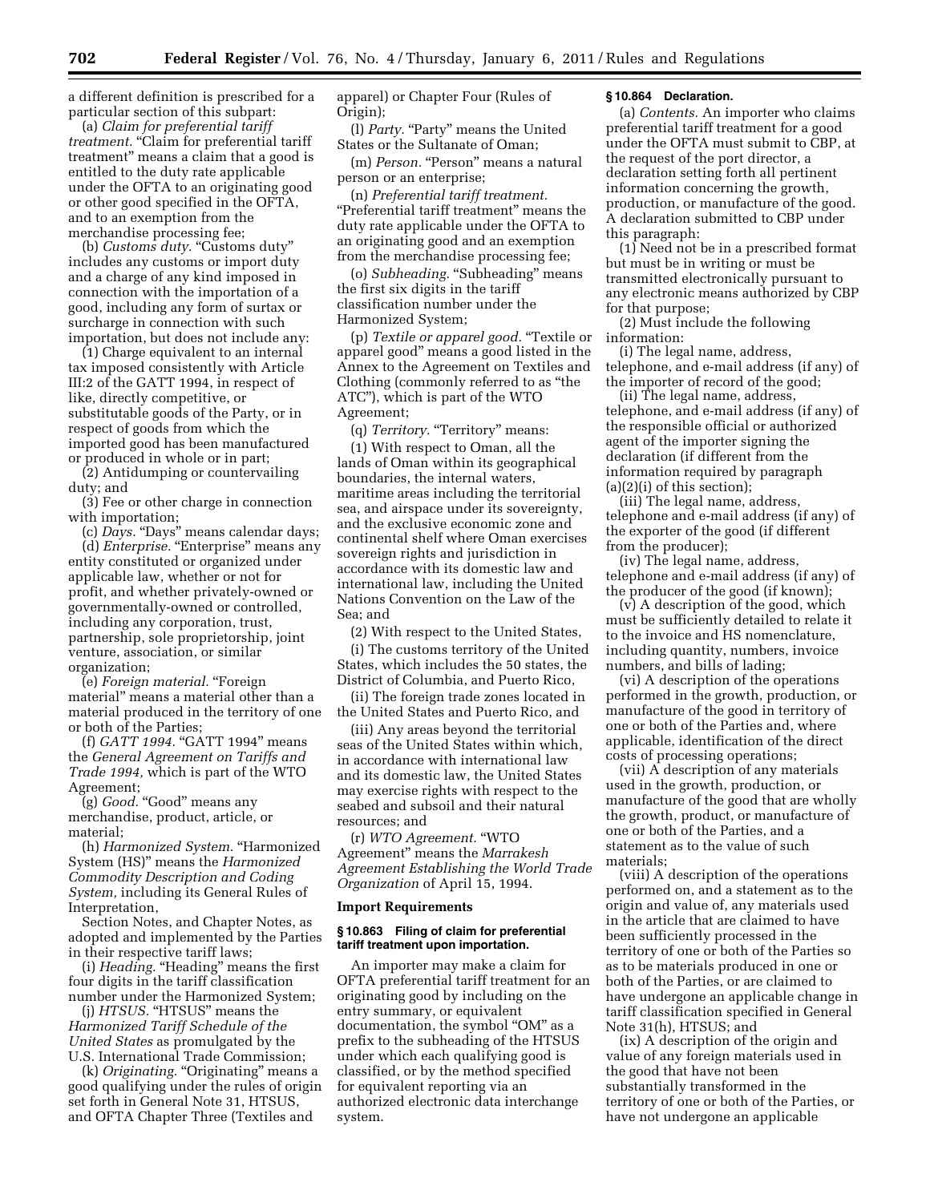a different definition is prescribed for a particular section of this subpart:

(a) *Claim for preferential tariff treatment.* "Claim for preferential tariff treatment" means a claim that a good is entitled to the duty rate applicable under the OFTA to an originating good or other good specified in the OFTA, and to an exemption from the merchandise processing fee;

(b) *Customs duty.* "Customs duty" includes any customs or import duty and a charge of any kind imposed in connection with the importation of a good, including any form of surtax or surcharge in connection with such importation, but does not include any:

(1) Charge equivalent to an internal tax imposed consistently with Article III:2 of the GATT 1994, in respect of like, directly competitive, or substitutable goods of the Party, or in respect of goods from which the imported good has been manufactured or produced in whole or in part;

(2) Antidumping or countervailing duty; and

(3) Fee or other charge in connection with importation;

(c) *Days.* "Days" means calendar days;

(d) *Enterprise.* "Enterprise" means any entity constituted or organized under applicable law, whether or not for profit, and whether privately-owned or governmentally-owned or controlled, including any corporation, trust, partnership, sole proprietorship, joint venture, association, or similar organization;

(e) *Foreign material.* "Foreign material" means a material other than a material produced in the territory of one or both of the Parties;

(f) *GATT 1994.* "GATT 1994" means the *General Agreement on Tariffs and Trade 1994,* which is part of the WTO Agreement;

(g) *Good.* "Good" means any merchandise, product, article, or material;

(h) *Harmonized System.* "Harmonized System (HS)" means the *Harmonized Commodity Description and Coding System,* including its General Rules of Interpretation,

Section Notes, and Chapter Notes, as adopted and implemented by the Parties in their respective tariff laws;

(i) *Heading.* "Heading" means the first four digits in the tariff classification number under the Harmonized System;

(j) *HTSUS.* "HTSUS" means the *Harmonized Tariff Schedule of the United States* as promulgated by the U.S. International Trade Commission;

(k) *Originating.* "Originating" means a good qualifying under the rules of origin set forth in General Note 31, HTSUS, and OFTA Chapter Three (Textiles and apparel) or Chapter Four (Rules of Origin);

(l) *Party.* "Party" means the United States or the Sultanate of Oman;

(m) *Person.* "Person" means a natural person or an enterprise;

(n) *Preferential tariff treatment.* "Preferential tariff treatment" means the duty rate applicable under the OFTA to an originating good and an exemption from the merchandise processing fee;

(o) *Subheading.* "Subheading" means the first six digits in the tariff classification number under the Harmonized System;

(p) *Textile or apparel good.* "Textile or apparel good" means a good listed in the Annex to the Agreement on Textiles and Clothing (commonly referred to as "the ATC"), which is part of the WTO Agreement;

(q) *Territory.* "Territory" means:

(1) With respect to Oman, all the lands of Oman within its geographical boundaries, the internal waters, maritime areas including the territorial sea, and airspace under its sovereignty, and the exclusive economic zone and continental shelf where Oman exercises sovereign rights and jurisdiction in accordance with its domestic law and international law, including the United Nations Convention on the Law of the Sea; and

(2) With respect to the United States,

(i) The customs territory of the United States, which includes the 50 states, the District of Columbia, and Puerto Rico,

(ii) The foreign trade zones located in the United States and Puerto Rico, and

(iii) Any areas beyond the territorial seas of the United States within which, in accordance with international law and its domestic law, the United States may exercise rights with respect to the seabed and subsoil and their natural resources; and

(r) *WTO Agreement.* "WTO Agreement" means the *Marrakesh Agreement Establishing the World Trade Organization* of April 15, 1994.

### Import Requirements

#### § 10.863 Filing of claim for preferential tariff treatment upon importation.

An importer may make a claim for OFTA preferential tariff treatment for an originating good by including on the entry summary, or equivalent documentation, the symbol "OM" as a prefix to the subheading of the HTSUS under which each qualifying good is classified, or by the method specified for equivalent reporting via an authorized electronic data interchange system.

#### § 10.864 Declaration.

(a) *Contents.* An importer who claims preferential tariff treatment for a good under the OFTA must submit to CBP, at the request of the port director, a declaration setting forth all pertinent information concerning the growth, production, or manufacture of the good. A declaration submitted to CBP under this paragraph:

(1) Need not be in a prescribed format but must be in writing or must be transmitted electronically pursuant to any electronic means authorized by CBP for that purpose;

(2) Must include the following information:

(i) The legal name, address, telephone, and e-mail address (if any) of the importer of record of the good;

(ii) The legal name, address, telephone, and e-mail address (if any) of the responsible official or authorized agent of the importer signing the declaration (if different from the information required by paragraph (a)(2)(i) of this section);

(iii) The legal name, address, telephone and e-mail address (if any) of the exporter of the good (if different from the producer);

(iv) The legal name, address, telephone and e-mail address (if any) of the producer of the good (if known);

(v) A description of the good, which must be sufficiently detailed to relate it to the invoice and HS nomenclature, including quantity, numbers, invoice numbers, and bills of lading;

(vi) A description of the operations performed in the growth, production, or manufacture of the good in territory of one or both of the Parties and, where applicable, identification of the direct costs of processing operations;

(vii) A description of any materials used in the growth, production, or manufacture of the good that are wholly the growth, product, or manufacture of one or both of the Parties, and a statement as to the value of such materials;

(viii) A description of the operations performed on, and a statement as to the origin and value of, any materials used in the article that are claimed to have been sufficiently processed in the territory of one or both of the Parties so as to be materials produced in one or both of the Parties, or are claimed to have undergone an applicable change in tariff classification specified in General Note 31(h), HTSUS; and

(ix) A description of the origin and value of any foreign materials used in the good that have not been substantially transformed in the territory of one or both of the Parties, or have not undergone an applicable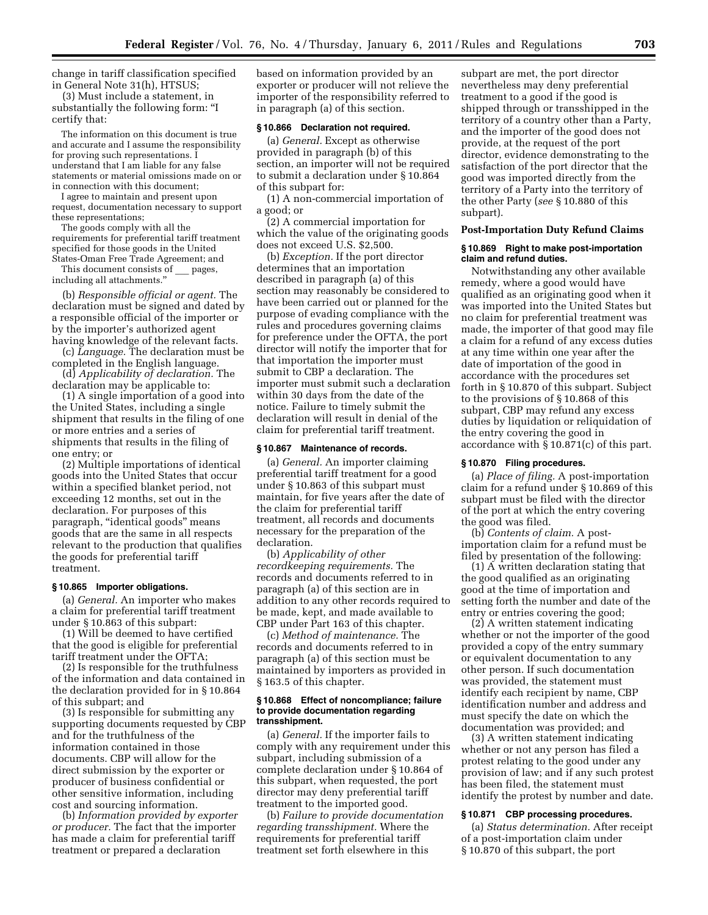change in tariff classification specified in General Note 31(h), HTSUS;

(3) Must include a statement, in substantially the following form: "I certify that:

The information on this document is true and accurate and I assume the responsibility for proving such representations. I understand that I am liable for any false statements or material omissions made on or in connection with this document;

I agree to maintain and present upon request, documentation necessary to support these representations;

The goods comply with all the requirements for preferential tariff treatment specified for those goods in the United States-Oman Free Trade Agreement; and

This document consists of ___ pages, including all attachments."

(b) *Responsible official or agent.* The declaration must be signed and dated by a responsible official of the importer or by the importer's authorized agent having knowledge of the relevant facts.

(c) *Language.* The declaration must be completed in the English language.

(d) *Applicability of declaration.* The declaration may be applicable to:

(1) A single importation of a good into the United States, including a single shipment that results in the filing of one or more entries and a series of shipments that results in the filing of one entry; or

(2) Multiple importations of identical goods into the United States that occur within a specified blanket period, not exceeding 12 months, set out in the declaration. For purposes of this paragraph, "identical goods" means goods that are the same in all respects relevant to the production that qualifies the goods for preferential tariff treatment.

### § 10.865 Importer obligations.

(a) *General.* An importer who makes a claim for preferential tariff treatment under § 10.863 of this subpart:

(1) Will be deemed to have certified that the good is eligible for preferential tariff treatment under the OFTA;

(2) Is responsible for the truthfulness of the information and data contained in the declaration provided for in § 10.864 of this subpart; and

(3) Is responsible for submitting any supporting documents requested by CBP and for the truthfulness of the information contained in those documents. CBP will allow for the direct submission by the exporter or producer of business confidential or other sensitive information, including cost and sourcing information.

(b) *Information provided by exporter or producer.* The fact that the importer has made a claim for preferential tariff treatment or prepared a declaration based on information provided by an exporter or producer will not relieve the importer of the responsibility referred to in paragraph (a) of this section.

### § 10.866 Declaration not required.

(a) *General.* Except as otherwise provided in paragraph (b) of this section, an importer will not be required to submit a declaration under § 10.864 of this subpart for:

(1) A non-commercial importation of a good; or

(2) A commercial importation for which the value of the originating goods does not exceed U.S. $2,500.

(b) *Exception.* If the port director determines that an importation described in paragraph (a) of this section may reasonably be considered to have been carried out or planned for the purpose of evading compliance with the rules and procedures governing claims for preference under the OFTA, the port director will notify the importer that for that importation the importer must submit to CBP a declaration. The importer must submit such a declaration within 30 days from the date of the notice. Failure to timely submit the declaration will result in denial of the claim for preferential tariff treatment.

### § 10.867 Maintenance of records.

(a) *General.* An importer claiming preferential tariff treatment for a good under § 10.863 of this subpart must maintain, for five years after the date of the claim for preferential tariff treatment, all records and documents necessary for the preparation of the declaration.

(b) *Applicability of other recordkeeping requirements.* The records and documents referred to in paragraph (a) of this section are in addition to any other records required to be made, kept, and made available to CBP under Part 163 of this chapter.

(c) *Method of maintenance.* The records and documents referred to in paragraph (a) of this section must be maintained by importers as provided in § 163.5 of this chapter.

### § 10.868 Effect of noncompliance; failure to provide documentation regarding transshipment.

(a) *General.* If the importer fails to comply with any requirement under this subpart, including submission of a complete declaration under § 10.864 of this subpart, when requested, the port director may deny preferential tariff treatment to the imported good.

(b) *Failure to provide documentation regarding transshipment.* Where the requirements for preferential tariff treatment set forth elsewhere in this subpart are met, the port director nevertheless may deny preferential treatment to a good if the good is shipped through or transshipped in the territory of a country other than a Party, and the importer of the good does not provide, at the request of the port director, evidence demonstrating to the satisfaction of the port director that the good was imported directly from the territory of a Party into the territory of the other Party (*see* § 10.880 of this subpart).

## Post-Importation Duty Refund Claims

### § 10.869 Right to make post-importation claim and refund duties.

Notwithstanding any other available remedy, where a good would have qualified as an originating good when it was imported into the United States but no claim for preferential treatment was made, the importer of that good may file a claim for a refund of any excess duties at any time within one year after the date of importation of the good in accordance with the procedures set forth in § 10.870 of this subpart. Subject to the provisions of § 10.868 of this subpart, CBP may refund any excess duties by liquidation or reliquidation of the entry covering the good in accordance with § 10.871(c) of this part.

### § 10.870 Filing procedures.

(a) *Place of filing.* A post-importation claim for a refund under § 10.869 of this subpart must be filed with the director of the port at which the entry covering the good was filed.

(b) *Contents of claim.* A post-importation claim for a refund must be filed by presentation of the following:

(1) A written declaration stating that the good qualified as an originating good at the time of importation and setting forth the number and date of the entry or entries covering the good;

(2) A written statement indicating whether or not the importer of the good provided a copy of the entry summary or equivalent documentation to any other person. If such documentation was provided, the statement must identify each recipient by name, CBP identification number and address and must specify the date on which the documentation was provided; and

(3) A written statement indicating whether or not any person has filed a protest relating to the good under any provision of law; and if any such protest has been filed, the statement must identify the protest by number and date.

### § 10.871 CBP processing procedures.

(a) *Status determination.* After receipt of a post-importation claim under § 10.870 of this subpart, the port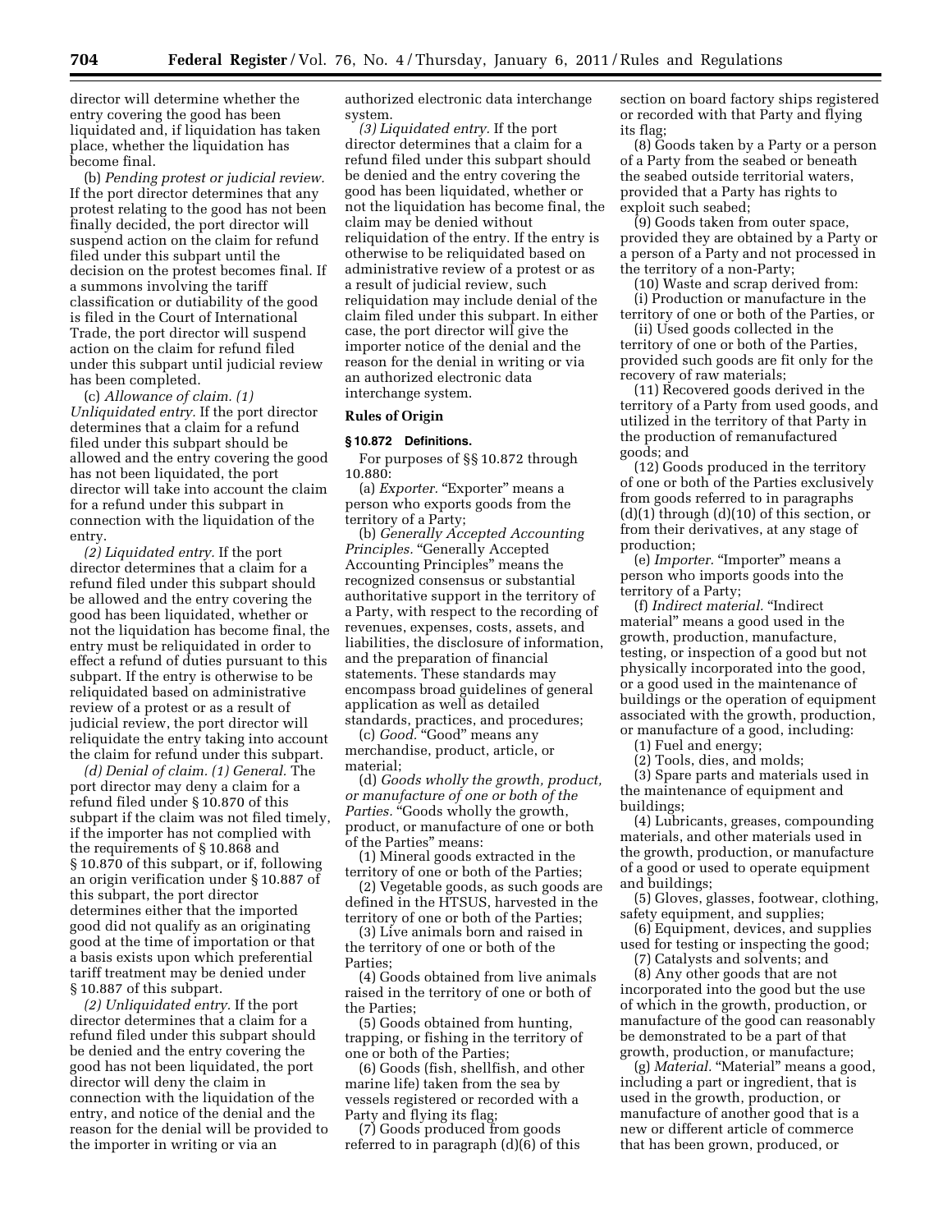director will determine whether the entry covering the good has been liquidated and, if liquidation has taken place, whether the liquidation has become final.

(b) *Pending protest or judicial review.* If the port director determines that any protest relating to the good has not been finally decided, the port director will suspend action on the claim for refund filed under this subpart until the decision on the protest becomes final. If a summons involving the tariff classification or dutiability of the good is filed in the Court of International Trade, the port director will suspend action on the claim for refund filed under this subpart until judicial review has been completed.

(c) *Allowance of claim. (1) Unliquidated entry.* If the port director determines that a claim for a refund filed under this subpart should be allowed and the entry covering the good has not been liquidated, the port director will take into account the claim for a refund under this subpart in connection with the liquidation of the entry.

*(2) Liquidated entry.* If the port director determines that a claim for a refund filed under this subpart should be allowed and the entry covering the good has been liquidated, whether or not the liquidation has become final, the entry must be reliquidated in order to effect a refund of duties pursuant to this subpart. If the entry is otherwise to be reliquidated based on administrative review of a protest or as a result of judicial review, the port director will reliquidate the entry taking into account the claim for refund under this subpart.

*(d) Denial of claim. (1) General.* The port director may deny a claim for a refund filed under § 10.870 of this subpart if the claim was not filed timely, if the importer has not complied with the requirements of § 10.868 and § 10.870 of this subpart, or if, following an origin verification under § 10.887 of this subpart, the port director determines either that the imported good did not qualify as an originating good at the time of importation or that a basis exists upon which preferential tariff treatment may be denied under § 10.887 of this subpart.

*(2) Unliquidated entry.* If the port director determines that a claim for a refund filed under this subpart should be denied and the entry covering the good has not been liquidated, the port director will deny the claim in connection with the liquidation of the entry, and notice of the denial and the reason for the denial will be provided to the importer in writing or via an authorized electronic data interchange system.

*(3) Liquidated entry.* If the port director determines that a claim for a refund filed under this subpart should be denied and the entry covering the good has been liquidated, whether or not the liquidation has become final, the claim may be denied without reliquidation of the entry. If the entry is otherwise to be reliquidated based on administrative review of a protest or as a result of judicial review, such reliquidation may include denial of the claim filed under this subpart. In either case, the port director will give the importer notice of the denial and the reason for the denial in writing or via an authorized electronic data interchange system.

**Rules of Origin**

**§ 10.872 Definitions.**

For purposes of §§ 10.872 through 10.880:

(a) *Exporter.* "Exporter" means a person who exports goods from the territory of a Party;

(b) *Generally Accepted Accounting Principles.* "Generally Accepted Accounting Principles" means the recognized consensus or substantial authoritative support in the territory of a Party, with respect to the recording of revenues, expenses, costs, assets, and liabilities, the disclosure of information, and the preparation of financial statements. These standards may encompass broad guidelines of general application as well as detailed standards, practices, and procedures;

(c) *Good.* "Good" means any merchandise, product, article, or material;

(d) *Goods wholly the growth, product, or manufacture of one or both of the Parties.* "Goods wholly the growth, product, or manufacture of one or both of the Parties" means:

(1) Mineral goods extracted in the territory of one or both of the Parties;

(2) Vegetable goods, as such goods are defined in the HTSUS, harvested in the territory of one or both of the Parties;

(3) Live animals born and raised in the territory of one or both of the Parties;

(4) Goods obtained from live animals raised in the territory of one or both of the Parties;

(5) Goods obtained from hunting, trapping, or fishing in the territory of one or both of the Parties;

(6) Goods (fish, shellfish, and other marine life) taken from the sea by vessels registered or recorded with a Party and flying its flag;

(7) Goods produced from goods referred to in paragraph (d)(6) of this section on board factory ships registered or recorded with that Party and flying its flag;

(8) Goods taken by a Party or a person of a Party from the seabed or beneath the seabed outside territorial waters, provided that a Party has rights to exploit such seabed;

(9) Goods taken from outer space, provided they are obtained by a Party or a person of a Party and not processed in the territory of a non-Party;

(10) Waste and scrap derived from:

(i) Production or manufacture in the territory of one or both of the Parties, or

(ii) Used goods collected in the territory of one or both of the Parties, provided such goods are fit only for the recovery of raw materials;

(11) Recovered goods derived in the territory of a Party from used goods, and utilized in the territory of that Party in the production of remanufactured goods; and

(12) Goods produced in the territory of one or both of the Parties exclusively from goods referred to in paragraphs (d)(1) through (d)(10) of this section, or from their derivatives, at any stage of production;

(e) *Importer.* "Importer" means a person who imports goods into the territory of a Party;

(f) *Indirect material.* "Indirect material" means a good used in the growth, production, manufacture, testing, or inspection of a good but not physically incorporated into the good, or a good used in the maintenance of buildings or the operation of equipment associated with the growth, production, or manufacture of a good, including:

(1) Fuel and energy;

(2) Tools, dies, and molds;

(3) Spare parts and materials used in the maintenance of equipment and buildings;

(4) Lubricants, greases, compounding materials, and other materials used in the growth, production, or manufacture of a good or used to operate equipment and buildings;

(5) Gloves, glasses, footwear, clothing, safety equipment, and supplies;

(6) Equipment, devices, and supplies used for testing or inspecting the good;

(7) Catalysts and solvents; and

(8) Any other goods that are not incorporated into the good but the use of which in the growth, production, or manufacture of the good can reasonably be demonstrated to be a part of that growth, production, or manufacture;

(g) *Material.* "Material" means a good, including a part or ingredient, that is used in the growth, production, or manufacture of another good that is a new or different article of commerce that has been grown, produced, or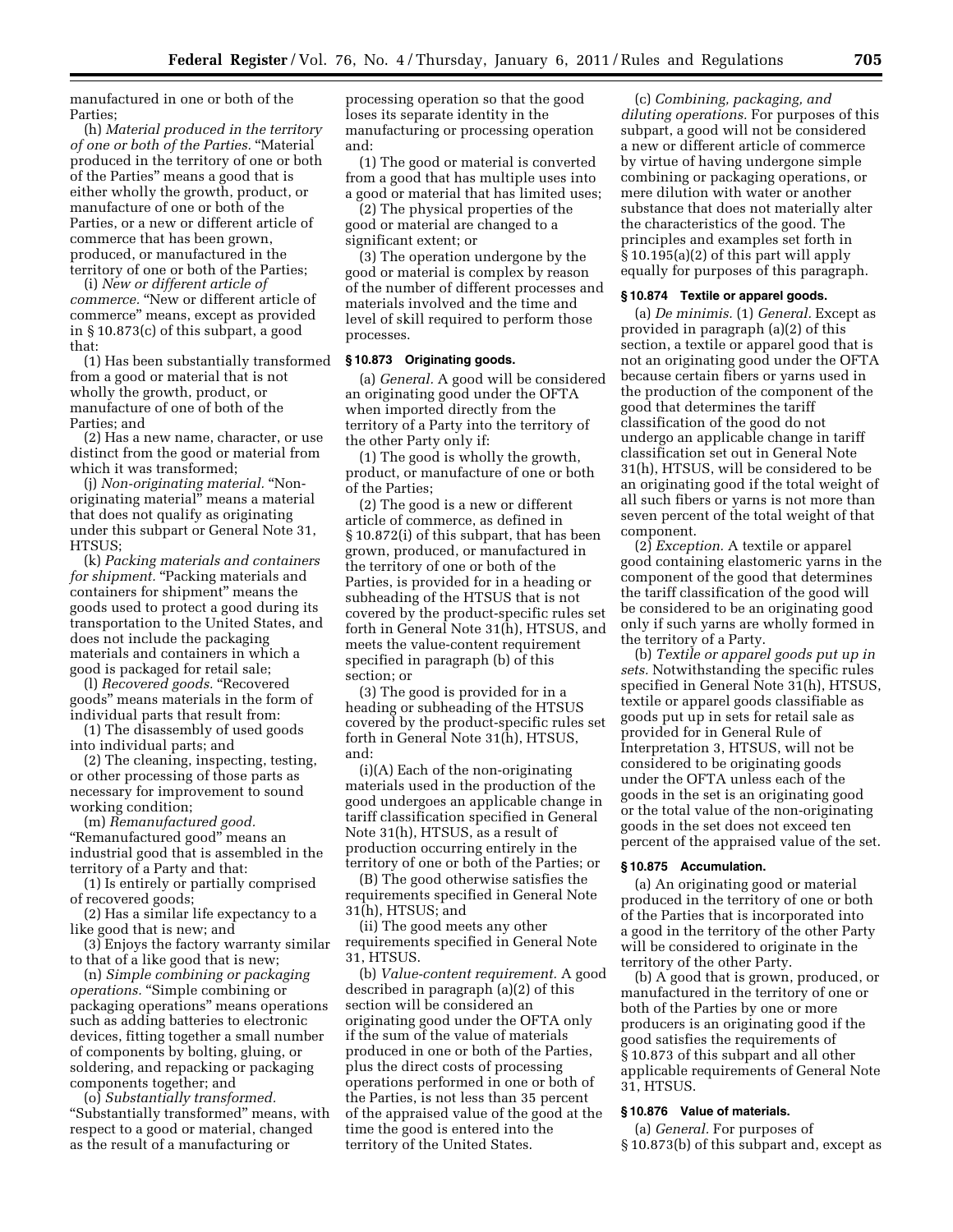manufactured in one or both of the Parties;

(h) *Material produced in the territory of one or both of the Parties.* "Material produced in the territory of one or both of the Parties" means a good that is either wholly the growth, product, or manufacture of one or both of the Parties, or a new or different article of commerce that has been grown, produced, or manufactured in the territory of one or both of the Parties;

(i) *New or different article of commerce.* "New or different article of commerce" means, except as provided in § 10.873(c) of this subpart, a good that:

(1) Has been substantially transformed from a good or material that is not wholly the growth, product, or manufacture of one of both of the Parties; and

(2) Has a new name, character, or use distinct from the good or material from which it was transformed;

(j) *Non-originating material.* "Non-originating material" means a material that does not qualify as originating under this subpart or General Note 31, HTSUS;

(k) *Packing materials and containers for shipment.* "Packing materials and containers for shipment" means the goods used to protect a good during its transportation to the United States, and does not include the packaging materials and containers in which a good is packaged for retail sale;

(l) *Recovered goods.* "Recovered goods" means materials in the form of individual parts that result from:

(1) The disassembly of used goods into individual parts; and

(2) The cleaning, inspecting, testing, or other processing of those parts as necessary for improvement to sound working condition;

(m) *Remanufactured good.* "Remanufactured good" means an industrial good that is assembled in the territory of a Party and that:

(1) Is entirely or partially comprised of recovered goods;

(2) Has a similar life expectancy to a like good that is new; and

(3) Enjoys the factory warranty similar to that of a like good that is new;

(n) *Simple combining or packaging operations.* "Simple combining or packaging operations" means operations such as adding batteries to electronic devices, fitting together a small number of components by bolting, gluing, or soldering, and repacking or packaging components together; and

(o) *Substantially transformed.* "Substantially transformed" means, with respect to a good or material, changed as the result of a manufacturing or processing operation so that the good loses its separate identity in the manufacturing or processing operation and:

(1) The good or material is converted from a good that has multiple uses into a good or material that has limited uses;

(2) The physical properties of the good or material are changed to a significant extent; or

(3) The operation undergone by the good or material is complex by reason of the number of different processes and materials involved and the time and level of skill required to perform those processes.

### § 10.873 Originating goods.

(a) *General.* A good will be considered an originating good under the OFTA when imported directly from the territory of a Party into the territory of the other Party only if:

(1) The good is wholly the growth, product, or manufacture of one or both of the Parties;

(2) The good is a new or different article of commerce, as defined in § 10.872(i) of this subpart, that has been grown, produced, or manufactured in the territory of one or both of the Parties, is provided for in a heading or subheading of the HTSUS that is not covered by the product-specific rules set forth in General Note 31(h), HTSUS, and meets the value-content requirement specified in paragraph (b) of this section; or

(3) The good is provided for in a heading or subheading of the HTSUS covered by the product-specific rules set forth in General Note 31(h), HTSUS, and:

(i)(A) Each of the non-originating materials used in the production of the good undergoes an applicable change in tariff classification specified in General Note 31(h), HTSUS, as a result of production occurring entirely in the territory of one or both of the Parties; or

(B) The good otherwise satisfies the requirements specified in General Note 31(h), HTSUS; and

(ii) The good meets any other requirements specified in General Note 31, HTSUS.

(b) *Value-content requirement.* A good described in paragraph (a)(2) of this section will be considered an originating good under the OFTA only if the sum of the value of materials produced in one or both of the Parties, plus the direct costs of processing operations performed in one or both of the Parties, is not less than 35 percent of the appraised value of the good at the time the good is entered into the territory of the United States.

(c) *Combining, packaging, and diluting operations.* For purposes of this subpart, a good will not be considered a new or different article of commerce by virtue of having undergone simple combining or packaging operations, or mere dilution with water or another substance that does not materially alter the characteristics of the good. The principles and examples set forth in § 10.195(a)(2) of this part will apply equally for purposes of this paragraph.

### § 10.874 Textile or apparel goods.

(a) *De minimis.* (1) *General.* Except as provided in paragraph (a)(2) of this section, a textile or apparel good that is not an originating good under the OFTA because certain fibers or yarns used in the production of the component of the good that determines the tariff classification of the good do not undergo an applicable change in tariff classification set out in General Note 31(h), HTSUS, will be considered to be an originating good if the total weight of all such fibers or yarns is not more than seven percent of the total weight of that component.

(2) *Exception.* A textile or apparel good containing elastomeric yarns in the component of the good that determines the tariff classification of the good will be considered to be an originating good only if such yarns are wholly formed in the territory of a Party.

(b) *Textile or apparel goods put up in sets.* Notwithstanding the specific rules specified in General Note 31(h), HTSUS, textile or apparel goods classifiable as goods put up in sets for retail sale as provided for in General Rule of Interpretation 3, HTSUS, will not be considered to be originating goods under the OFTA unless each of the goods in the set is an originating good or the total value of the non-originating goods in the set does not exceed ten percent of the appraised value of the set.

### § 10.875 Accumulation.

(a) An originating good or material produced in the territory of one or both of the Parties that is incorporated into a good in the territory of the other Party will be considered to originate in the territory of the other Party.

(b) A good that is grown, produced, or manufactured in the territory of one or both of the Parties by one or more producers is an originating good if the good satisfies the requirements of § 10.873 of this subpart and all other applicable requirements of General Note 31, HTSUS.

### § 10.876 Value of materials.

(a) *General.* For purposes of § 10.873(b) of this subpart and, except as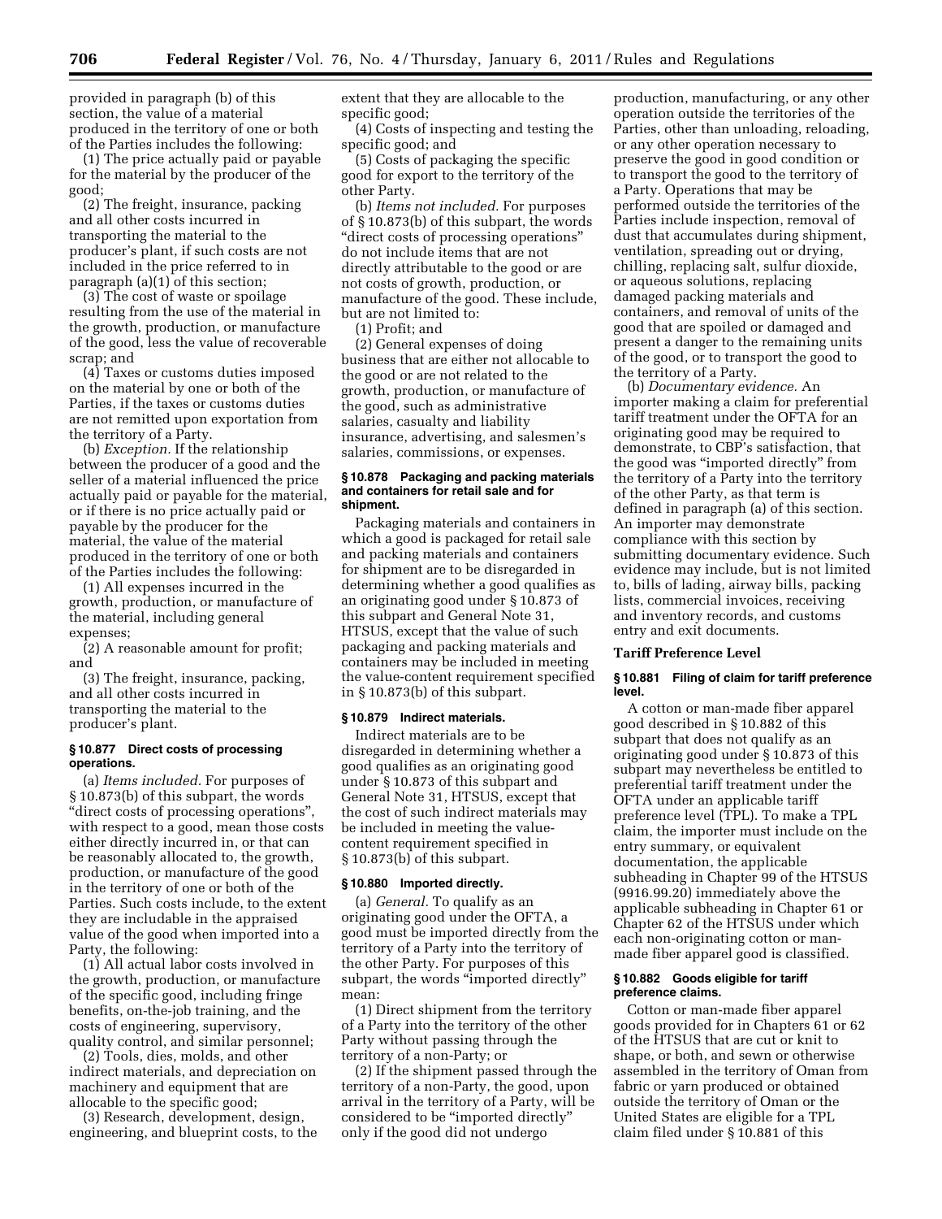provided in paragraph (b) of this section, the value of a material produced in the territory of one or both of the Parties includes the following:

(1) The price actually paid or payable for the material by the producer of the good;

(2) The freight, insurance, packing and all other costs incurred in transporting the material to the producer's plant, if such costs are not included in the price referred to in paragraph (a)(1) of this section;

(3) The cost of waste or spoilage resulting from the use of the material in the growth, production, or manufacture of the good, less the value of recoverable scrap; and

(4) Taxes or customs duties imposed on the material by one or both of the Parties, if the taxes or customs duties are not remitted upon exportation from the territory of a Party.

(b) *Exception.* If the relationship between the producer of a good and the seller of a material influenced the price actually paid or payable for the material, or if there is no price actually paid or payable by the producer for the material, the value of the material produced in the territory of one or both of the Parties includes the following:

(1) All expenses incurred in the growth, production, or manufacture of the material, including general expenses;

(2) A reasonable amount for profit; and

(3) The freight, insurance, packing, and all other costs incurred in transporting the material to the producer's plant.

#### § 10.877 Direct costs of processing operations.

(a) *Items included.* For purposes of § 10.873(b) of this subpart, the words "direct costs of processing operations", with respect to a good, mean those costs either directly incurred in, or that can be reasonably allocated to, the growth, production, or manufacture of the good in the territory of one or both of the Parties. Such costs include, to the extent they are includable in the appraised value of the good when imported into a Party, the following:

(1) All actual labor costs involved in the growth, production, or manufacture of the specific good, including fringe benefits, on-the-job training, and the costs of engineering, supervisory, quality control, and similar personnel;

(2) Tools, dies, molds, and other indirect materials, and depreciation on machinery and equipment that are allocable to the specific good;

(3) Research, development, design, engineering, and blueprint costs, to the extent that they are allocable to the specific good;

(4) Costs of inspecting and testing the specific good; and

(5) Costs of packaging the specific good for export to the territory of the other Party.

(b) *Items not included.* For purposes of § 10.873(b) of this subpart, the words "direct costs of processing operations" do not include items that are not directly attributable to the good or are not costs of growth, production, or manufacture of the good. These include, but are not limited to:

(1) Profit; and

(2) General expenses of doing business that are either not allocable to the good or are not related to the growth, production, or manufacture of the good, such as administrative salaries, casualty and liability insurance, advertising, and salesmen's salaries, commissions, or expenses.

#### § 10.878 Packaging and packing materials and containers for retail sale and for shipment.

Packaging materials and containers in which a good is packaged for retail sale and packing materials and containers for shipment are to be disregarded in determining whether a good qualifies as an originating good under § 10.873 of this subpart and General Note 31, HTSUS, except that the value of such packaging and packing materials and containers may be included in meeting the value-content requirement specified in § 10.873(b) of this subpart.

#### § 10.879 Indirect materials.

Indirect materials are to be disregarded in determining whether a good qualifies as an originating good under § 10.873 of this subpart and General Note 31, HTSUS, except that the cost of such indirect materials may be included in meeting the value-content requirement specified in § 10.873(b) of this subpart.

#### § 10.880 Imported directly.

(a) *General.* To qualify as an originating good under the OFTA, a good must be imported directly from the territory of a Party into the territory of the other Party. For purposes of this subpart, the words "imported directly" mean:

(1) Direct shipment from the territory of a Party into the territory of the other Party without passing through the territory of a non-Party; or

(2) If the shipment passed through the territory of a non-Party, the good, upon arrival in the territory of a Party, will be considered to be "imported directly" only if the good did not undergo production, manufacturing, or any other operation outside the territories of the Parties, other than unloading, reloading, or any other operation necessary to preserve the good in good condition or to transport the good to the territory of a Party. Operations that may be performed outside the territories of the Parties include inspection, removal of dust that accumulates during shipment, ventilation, spreading out or drying, chilling, replacing salt, sulfur dioxide, or aqueous solutions, replacing damaged packing materials and containers, and removal of units of the good that are spoiled or damaged and present a danger to the remaining units of the good, or to transport the good to the territory of a Party.

(b) *Documentary evidence.* An importer making a claim for preferential tariff treatment under the OFTA for an originating good may be required to demonstrate, to CBP's satisfaction, that the good was "imported directly" from the territory of a Party into the territory of the other Party, as that term is defined in paragraph (a) of this section. An importer may demonstrate compliance with this section by submitting documentary evidence. Such evidence may include, but is not limited to, bills of lading, airway bills, packing lists, commercial invoices, receiving and inventory records, and customs entry and exit documents.

### Tariff Preference Level

#### § 10.881 Filing of claim for tariff preference level.

A cotton or man-made fiber apparel good described in § 10.882 of this subpart that does not qualify as an originating good under § 10.873 of this subpart may nevertheless be entitled to preferential tariff treatment under the OFTA under an applicable tariff preference level (TPL). To make a TPL claim, the importer must include on the entry summary, or equivalent documentation, the applicable subheading in Chapter 99 of the HTSUS (9916.99.20) immediately above the applicable subheading in Chapter 61 or Chapter 62 of the HTSUS under which each non-originating cotton or man-made fiber apparel good is classified.

#### § 10.882 Goods eligible for tariff preference claims.

Cotton or man-made fiber apparel goods provided for in Chapters 61 or 62 of the HTSUS that are cut or knit to shape, or both, and sewn or otherwise assembled in the territory of Oman from fabric or yarn produced or obtained outside the territory of Oman or the United States are eligible for a TPL claim filed under § 10.881 of this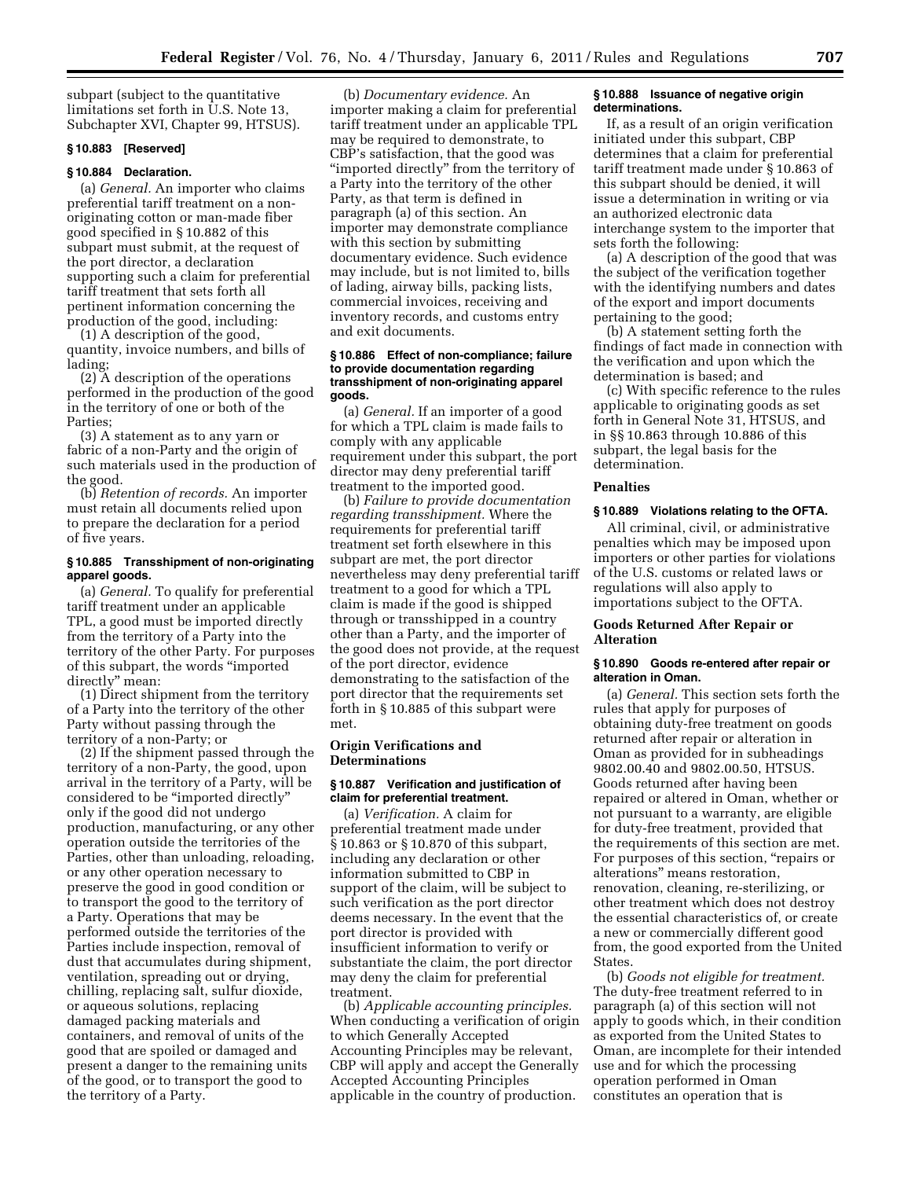subpart (subject to the quantitative limitations set forth in U.S. Note 13, Subchapter XVI, Chapter 99, HTSUS).

### § 10.883 [Reserved]

### § 10.884 Declaration.

(a) *General.* An importer who claims preferential tariff treatment on a non-originating cotton or man-made fiber good specified in § 10.882 of this subpart must submit, at the request of the port director, a declaration supporting such a claim for preferential tariff treatment that sets forth all pertinent information concerning the production of the good, including:

(1) A description of the good, quantity, invoice numbers, and bills of lading;

(2) A description of the operations performed in the production of the good in the territory of one or both of the Parties;

(3) A statement as to any yarn or fabric of a non-Party and the origin of such materials used in the production of the good.

(b) *Retention of records.* An importer must retain all documents relied upon to prepare the declaration for a period of five years.

### § 10.885 Transshipment of non-originating apparel goods.

(a) *General.* To qualify for preferential tariff treatment under an applicable TPL, a good must be imported directly from the territory of a Party into the territory of the other Party. For purposes of this subpart, the words "imported directly" mean:

(1) Direct shipment from the territory of a Party into the territory of the other Party without passing through the territory of a non-Party; or

(2) If the shipment passed through the territory of a non-Party, the good, upon arrival in the territory of a Party, will be considered to be "imported directly" only if the good did not undergo production, manufacturing, or any other operation outside the territories of the Parties, other than unloading, reloading, or any other operation necessary to preserve the good in good condition or to transport the good to the territory of a Party. Operations that may be performed outside the territories of the Parties include inspection, removal of dust that accumulates during shipment, ventilation, spreading out or drying, chilling, replacing salt, sulfur dioxide, or aqueous solutions, replacing damaged packing materials and containers, and removal of units of the good that are spoiled or damaged and present a danger to the remaining units of the good, or to transport the good to the territory of a Party.

(b) *Documentary evidence.* An importer making a claim for preferential tariff treatment under an applicable TPL may be required to demonstrate, to CBP's satisfaction, that the good was "imported directly" from the territory of a Party into the territory of the other Party, as that term is defined in paragraph (a) of this section. An importer may demonstrate compliance with this section by submitting documentary evidence. Such evidence may include, but is not limited to, bills of lading, airway bills, packing lists, commercial invoices, receiving and inventory records, and customs entry and exit documents.

### § 10.886 Effect of non-compliance; failure to provide documentation regarding transshipment of non-originating apparel goods.

(a) *General.* If an importer of a good for which a TPL claim is made fails to comply with any applicable requirement under this subpart, the port director may deny preferential tariff treatment to the imported good.

(b) *Failure to provide documentation regarding transshipment.* Where the requirements for preferential tariff treatment set forth elsewhere in this subpart are met, the port director nevertheless may deny preferential tariff treatment to a good for which a TPL claim is made if the good is shipped through or transshipped in a country other than a Party, and the importer of the good does not provide, at the request of the port director, evidence demonstrating to the satisfaction of the port director that the requirements set forth in § 10.885 of this subpart were met.

## Origin Verifications and Determinations

### § 10.887 Verification and justification of claim for preferential treatment.

(a) *Verification.* A claim for preferential treatment made under § 10.863 or § 10.870 of this subpart, including any declaration or other information submitted to CBP in support of the claim, will be subject to such verification as the port director deems necessary. In the event that the port director is provided with insufficient information to verify or substantiate the claim, the port director may deny the claim for preferential treatment.

(b) *Applicable accounting principles.* When conducting a verification of origin to which Generally Accepted Accounting Principles may be relevant, CBP will apply and accept the Generally Accepted Accounting Principles applicable in the country of production.

### § 10.888 Issuance of negative origin determinations.

If, as a result of an origin verification initiated under this subpart, CBP determines that a claim for preferential tariff treatment made under § 10.863 of this subpart should be denied, it will issue a determination in writing or via an authorized electronic data interchange system to the importer that sets forth the following:

(a) A description of the good that was the subject of the verification together with the identifying numbers and dates of the export and import documents pertaining to the good;

(b) A statement setting forth the findings of fact made in connection with the verification and upon which the determination is based; and

(c) With specific reference to the rules applicable to originating goods as set forth in General Note 31, HTSUS, and in §§ 10.863 through 10.886 of this subpart, the legal basis for the determination.

## Penalties

### § 10.889 Violations relating to the OFTA.

All criminal, civil, or administrative penalties which may be imposed upon importers or other parties for violations of the U.S. customs or related laws or regulations will also apply to importations subject to the OFTA.

## Goods Returned After Repair or Alteration

### § 10.890 Goods re-entered after repair or alteration in Oman.

(a) *General.* This section sets forth the rules that apply for purposes of obtaining duty-free treatment on goods returned after repair or alteration in Oman as provided for in subheadings 9802.00.40 and 9802.00.50, HTSUS. Goods returned after having been repaired or altered in Oman, whether or not pursuant to a warranty, are eligible for duty-free treatment, provided that the requirements of this section are met. For purposes of this section, "repairs or alterations" means restoration, renovation, cleaning, re-sterilizing, or other treatment which does not destroy the essential characteristics of, or create a new or commercially different good from, the good exported from the United States.

(b) *Goods not eligible for treatment.* The duty-free treatment referred to in paragraph (a) of this section will not apply to goods which, in their condition as exported from the United States to Oman, are incomplete for their intended use and for which the processing operation performed in Oman constitutes an operation that is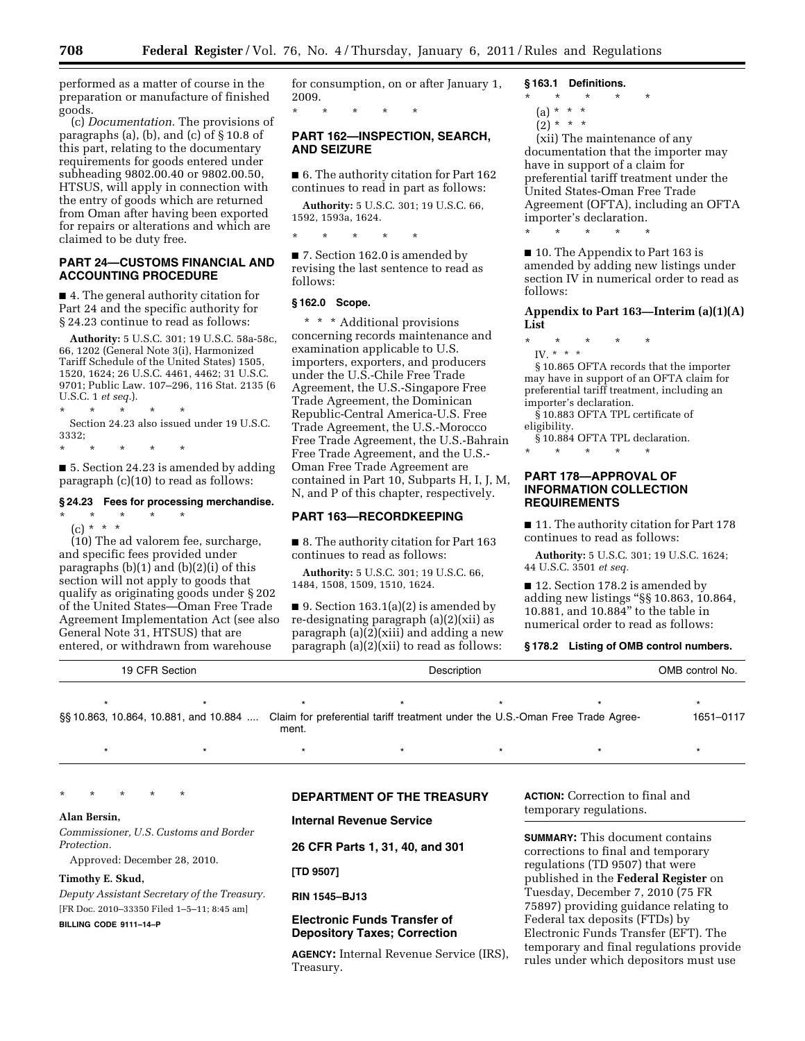performed as a matter of course in the preparation or manufacture of finished goods.

(c) *Documentation.* The provisions of paragraphs (a), (b), and (c) of § 10.8 of this part, relating to the documentary requirements for goods entered under subheading 9802.00.40 or 9802.00.50, HTSUS, will apply in connection with the entry of goods which are returned from Oman after having been exported for repairs or alterations and which are claimed to be duty free.

## PART 24—CUSTOMS FINANCIAL AND ACCOUNTING PROCEDURE

■ 4. The general authority citation for Part 24 and the specific authority for § 24.23 continue to read as follows:

**Authority:** 5 U.S.C. 301; 19 U.S.C. 58a-58c, 66, 1202 (General Note 3(i), Harmonized Tariff Schedule of the United States) 1505, 1520, 1624; 26 U.S.C. 4461, 4462; 31 U.S.C. 9701; Public Law. 107–296, 116 Stat. 2135 (6 U.S.C. 1 *et seq.*).

\* \* \* \* \*

Section 24.23 also issued under 19 U.S.C. 3332;

\* \* \* \* \*

■ 5. Section 24.23 is amended by adding paragraph (c)(10) to read as follows:

### § 24.23 Fees for processing merchandise.

\* \* \* \* \*

(c) \* \* \*

(10) The ad valorem fee, surcharge, and specific fees provided under paragraphs (b)(1) and (b)(2)(i) of this section will not apply to goods that qualify as originating goods under § 202 of the United States—Oman Free Trade Agreement Implementation Act (see also General Note 31, HTSUS) that are entered, or withdrawn from warehouse for consumption, on or after January 1, 2009.

\* \* \* \* \*

## PART 162—INSPECTION, SEARCH, AND SEIZURE

■ 6. The authority citation for Part 162 continues to read in part as follows:

**Authority:** 5 U.S.C. 301; 19 U.S.C. 66, 1592, 1593a, 1624.

\* \* \* \* \*

■ 7. Section 162.0 is amended by revising the last sentence to read as follows:

### § 162.0 Scope.

\* \* \* Additional provisions concerning records maintenance and examination applicable to U.S. importers, exporters, and producers under the U.S.-Chile Free Trade Agreement, the U.S.-Singapore Free Trade Agreement, the Dominican Republic-Central America-U.S. Free Trade Agreement, the U.S.-Morocco Free Trade Agreement, the U.S.-Bahrain Free Trade Agreement, and the U.S.-Oman Free Trade Agreement are contained in Part 10, Subparts H, I, J, M, N, and P of this chapter, respectively.

## PART 163—RECORDKEEPING

■ 8. The authority citation for Part 163 continues to read as follows:

**Authority:** 5 U.S.C. 301; 19 U.S.C. 66, 1484, 1508, 1509, 1510, 1624.

■ 9. Section 163.1(a)(2) is amended by re-designating paragraph (a)(2)(xii) as paragraph (a)(2)(xiii) and adding a new paragraph (a)(2)(xii) to read as follows:

### § 163.1 Definitions.

\* \* \* \* \*

(a) \* \* \*

(2) \* \* \*

(xii) The maintenance of any documentation that the importer may have in support of a claim for preferential tariff treatment under the United States-Oman Free Trade Agreement (OFTA), including an OFTA importer's declaration.

\* \* \* \* \*

■ 10. The Appendix to Part 163 is amended by adding new listings under section IV in numerical order to read as follows:

### Appendix to Part 163—Interim (a)(1)(A) List

\* \* \* \* \*

IV. \* \* \*

§ 10.865 OFTA records that the importer may have in support of an OFTA claim for preferential tariff treatment, including an importer's declaration.

§ 10.883 OFTA TPL certificate of eligibility.

§ 10.884 OFTA TPL declaration.

\* \* \* \* \*

## PART 178—APPROVAL OF INFORMATION COLLECTION REQUIREMENTS

■ 11. The authority citation for Part 178 continues to read as follows:

**Authority:** 5 U.S.C. 301; 19 U.S.C. 1624; 44 U.S.C. 3501 *et seq.*

■ 12. Section 178.2 is amended by adding new listings "§§ 10.863, 10.864, 10.881, and 10.884" to the table in numerical order to read as follows:

### § 178.2 Listing of OMB control numbers.

| 19 CFR Section | Description | OMB control No. |
|---|---|---|
| \* \* | \* \* \* \* | \* |
| §§ 10.863, 10.864, 10.881, and 10.884 .... | Claim for preferential tariff treatment under the U.S.-Oman Free Trade Agreement. | 1651–0117 |
| \* \* | \* \* \* \* | \* |

\* \* \* \* \*

**Alan Bersin,**

*Commissioner, U.S. Customs and Border Protection.*

Approved: December 28, 2010.

**Timothy E. Skud,**

*Deputy Assistant Secretary of the Treasury.*

[FR Doc. 2010–33350 Filed 1–5–11; 8:45 am]

**BILLING CODE 9111–14–P**

## DEPARTMENT OF THE TREASURY

### Internal Revenue Service

### 26 CFR Parts 1, 31, 40, and 301

**[TD 9507]**

**RIN 1545–BJ13**

### Electronic Funds Transfer of Depository Taxes; Correction

**AGENCY:** Internal Revenue Service (IRS), Treasury.

**ACTION:** Correction to final and temporary regulations.

**SUMMARY:** This document contains corrections to final and temporary regulations (TD 9507) that were published in the **Federal Register** on Tuesday, December 7, 2010 (75 FR 75897) providing guidance relating to Federal tax deposits (FTDs) by Electronic Funds Transfer (EFT). The temporary and final regulations provide rules under which depositors must use